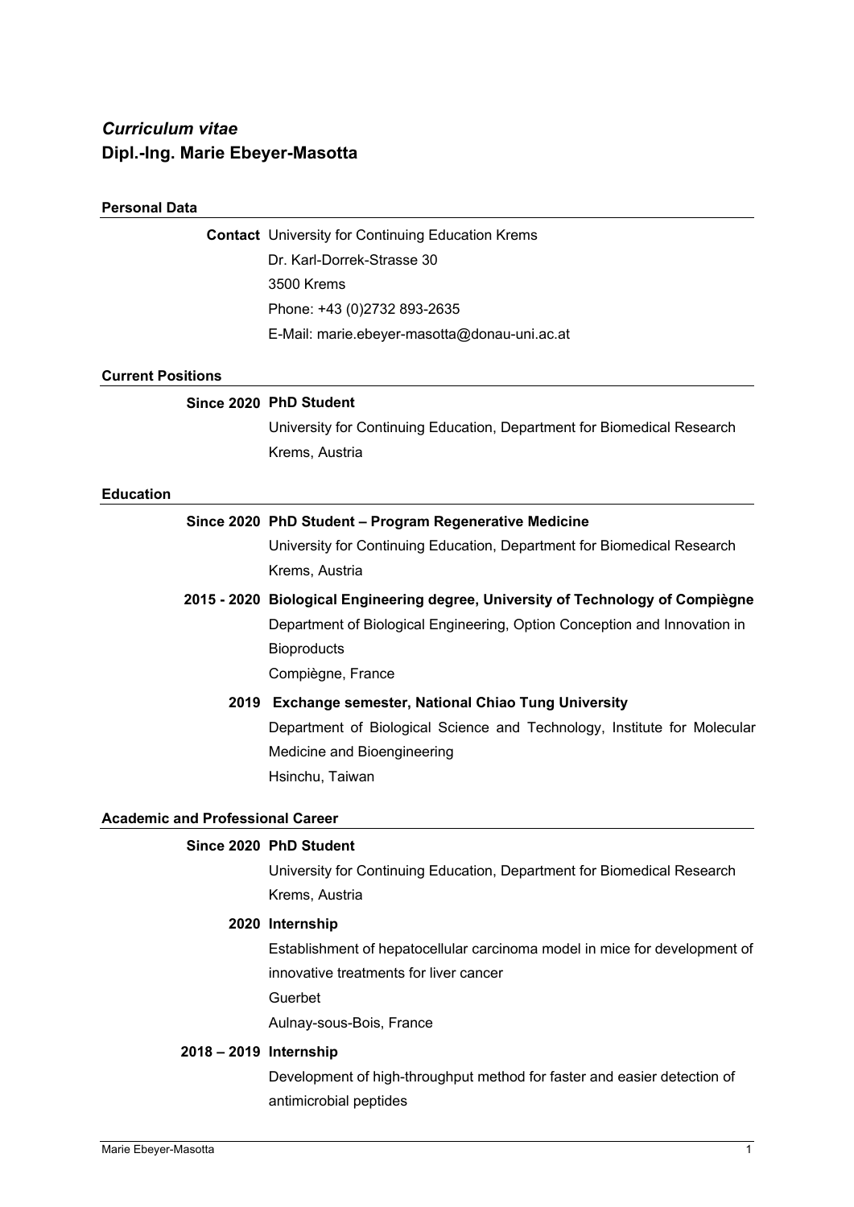*Curriculum vitae*
# Dipl.-Ing. Marie Ebeyer-Masotta

## Personal Data

**Contact** University for Continuing Education Krems
Dr. Karl-Dorrek-Strasse 30
3500 Krems
Phone: +43 (0)2732 893-2635
E-Mail: marie.ebeyer-masotta@donau-uni.ac.at

## Current Positions

**Since 2020** **PhD Student**
University for Continuing Education, Department for Biomedical Research
Krems, Austria

## Education

**Since 2020** **PhD Student – Program Regenerative Medicine**
University for Continuing Education, Department for Biomedical Research
Krems, Austria

**2015 - 2020** **Biological Engineering degree, University of Technology of Compiègne**
Department of Biological Engineering, Option Conception and Innovation in Bioproducts
Compiègne, France

**2019** **Exchange semester, National Chiao Tung University**
Department of Biological Science and Technology, Institute for Molecular Medicine and Bioengineering
Hsinchu, Taiwan

## Academic and Professional Career

**Since 2020** **PhD Student**
University for Continuing Education, Department for Biomedical Research
Krems, Austria

**2020** **Internship**
Establishment of hepatocellular carcinoma model in mice for development of innovative treatments for liver cancer
Guerbet
Aulnay-sous-Bois, France

**2018 – 2019** **Internship**
Development of high-throughput method for faster and easier detection of antimicrobial peptides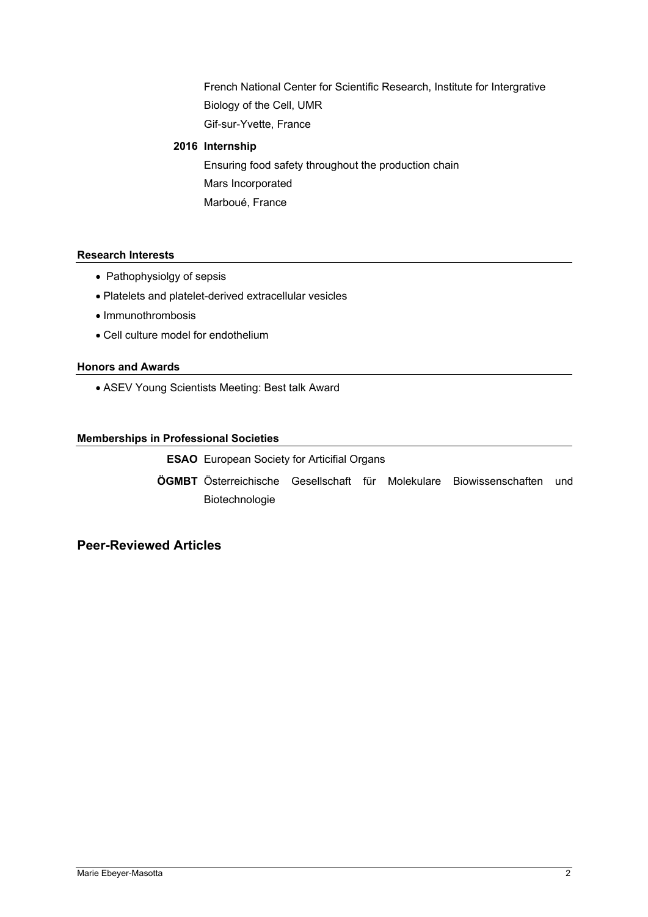French National Center for Scientific Research, Institute for Intergrative Biology of the Cell, UMR
Gif-sur-Yvette, France

**2016 Internship**
Ensuring food safety throughout the production chain
Mars Incorporated
Marboué, France

### Research Interests

- Pathophysiolgy of sepsis
- Platelets and platelet-derived extracellular vesicles
- Immunothrombosis
- Cell culture model for endothelium

### Honors and Awards

- ASEV Young Scientists Meeting: Best talk Award

### Memberships in Professional Societies

**ESAO** European Society for Articifial Organs

**ÖGMBT** Österreichische Gesellschaft für Molekulare Biowissenschaften und Biotechnologie

## Peer-Reviewed Articles